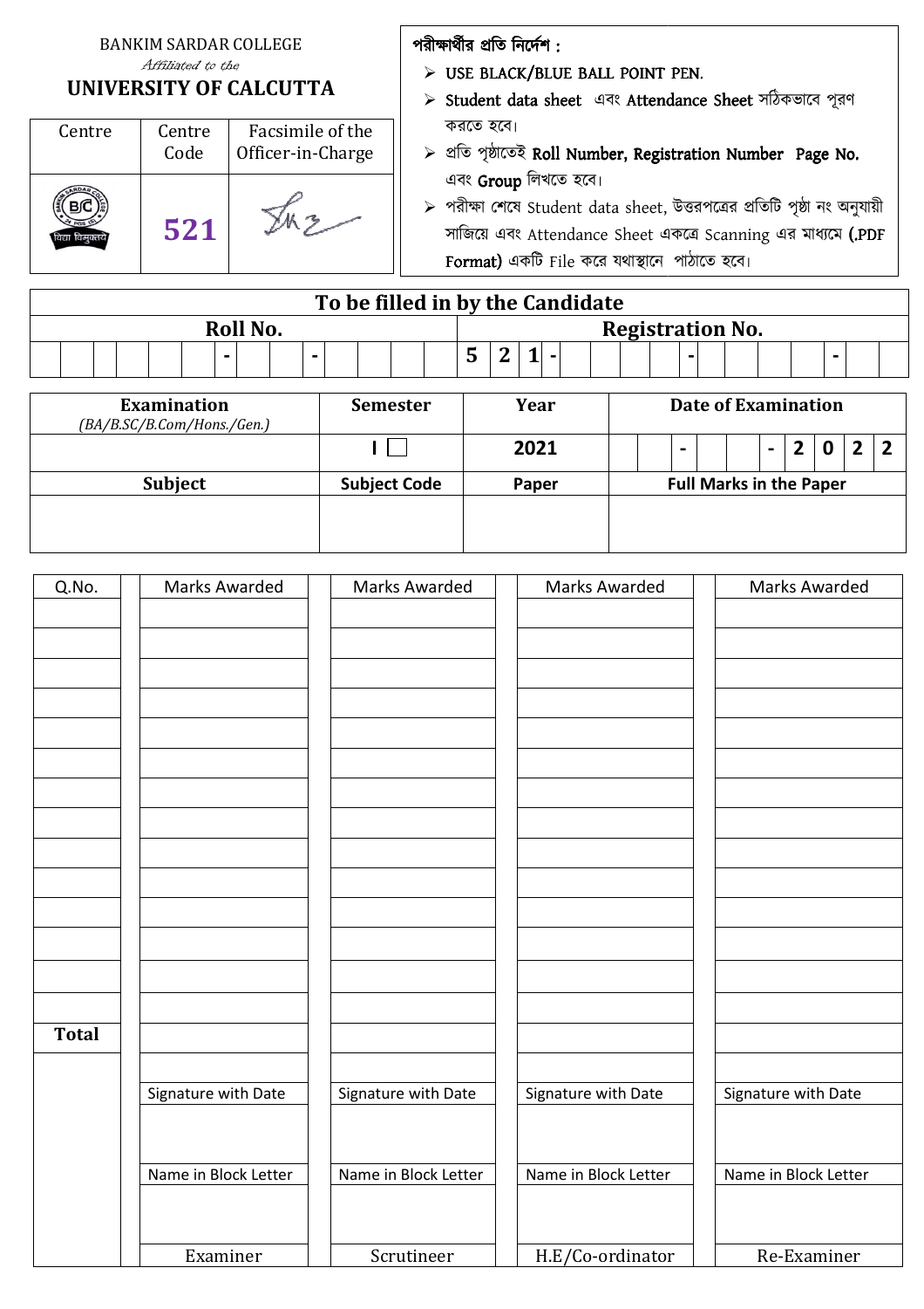BANKIM SARDAR COLLEGE

*Affiliated to the*

**UNIVERSITY OF CALCUTTA**

| Centre | Centre Code | Facsimile of the Officer-in-Charge |
|---|---|---|
| বিদ্যা বিমুক্তয়ে | 521 | |

**পরীক্ষার্থীর প্রতি নির্দেশ :**

- USE BLACK/BLUE BALL POINT PEN.
- Student data sheet এবং Attendance Sheet সঠিকভাবে পূরণ করতে হবে।
- প্রতি পৃষ্ঠাতেই **Roll Number, Registration Number Page No.** এবং **Group** লিখতে হবে।
- পরীক্ষা শেষে Student data sheet, উত্তরপত্রের প্রতিটি পৃষ্ঠা নং অনুযায়ী সাজিয়ে এবং Attendance Sheet একত্রে Scanning এর মাধ্যমে (.PDF Format) একটি File করে যথাস্থানে পাঠাতে হবে।

## To be filled in by the Candidate

| Roll No. | Registration No. |
|---|---|
| - - | 5 2 1 - - - |

| Examination *(BA/B.SC/B.Com/Hons./Gen.)* | Semester | Year | Date of Examination |
|---|---|---|---|
| | I ☐ | 2021 | - - 2 0 2 2 |
| **Subject** | **Subject Code** | **Paper** | **Full Marks in the Paper** |
| | | | |

| Q.No. | Marks Awarded | Marks Awarded | Marks Awarded | Marks Awarded |
|---|---|---|---|---|
| | | | | |
| | | | | |
| | | | | |
| | | | | |
| | | | | |
| | | | | |
| | | | | |
| | | | | |
| | | | | |
| | | | | |
| | | | | |
| | | | | |
| | | | | |
| | | | | |
| **Total** | | | | |
| | | | | |
| | Signature with Date | Signature with Date | Signature with Date | Signature with Date |
| | | | | |
| | Name in Block Letter | Name in Block Letter | Name in Block Letter | Name in Block Letter |
| | | | | |
| | Examiner | Scrutineer | H.E/Co-ordinator | Re-Examiner |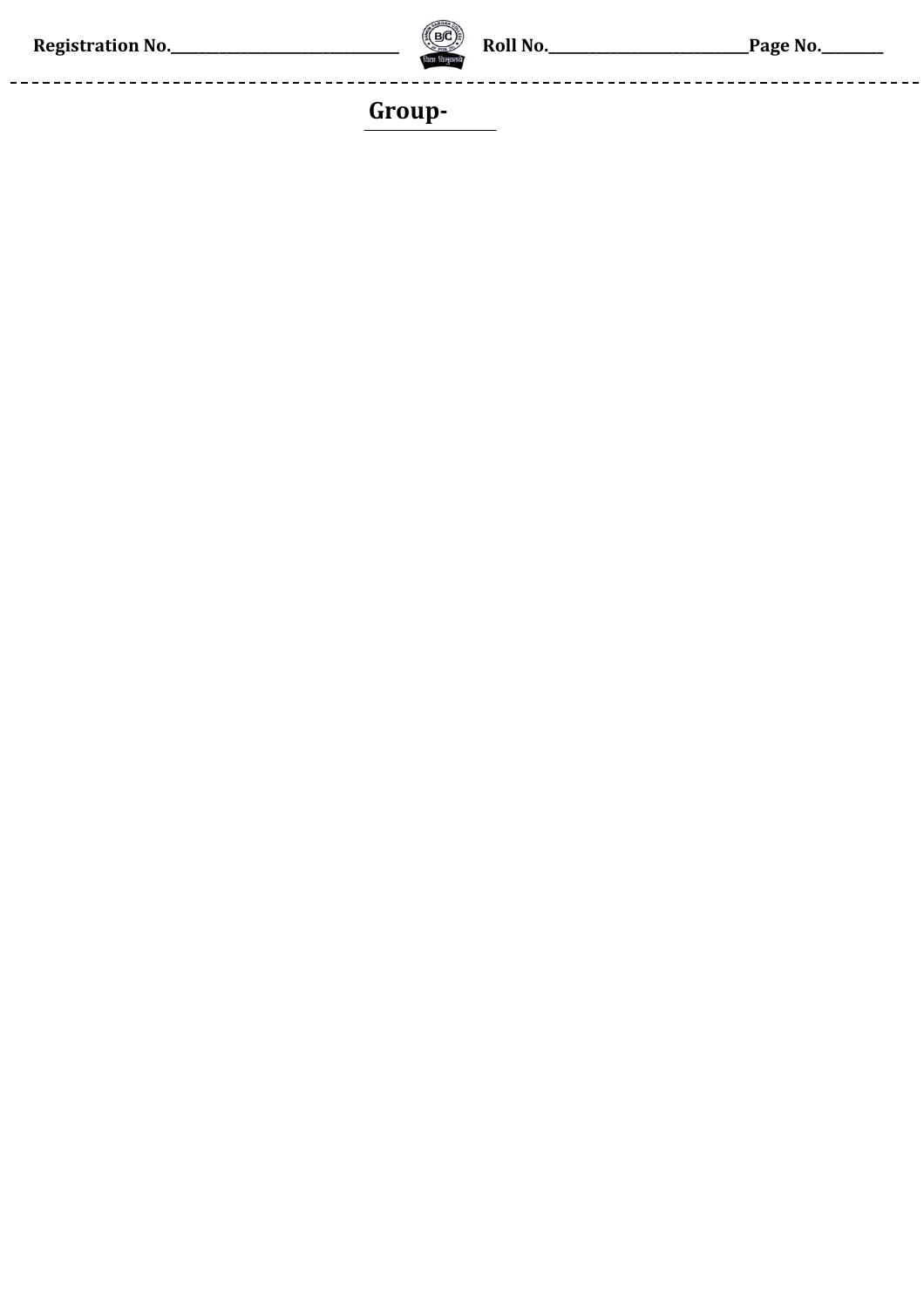## Group-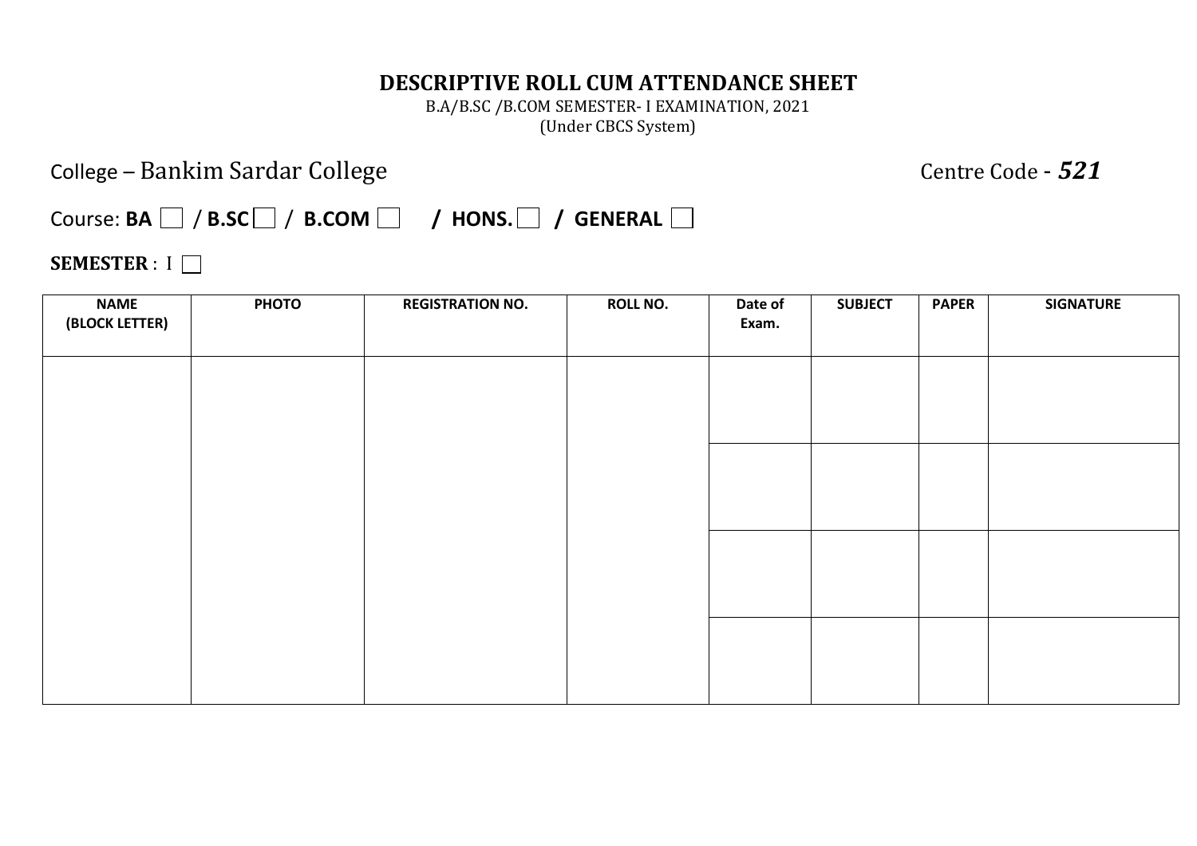# DESCRIPTIVE ROLL CUM ATTENDANCE SHEET

B.A/B.SC /B.COM SEMESTER- I EXAMINATION, 2021
(Under CBCS System)

College – Bankim Sardar College                                                                                    Centre Code - ***521***

Course: **BA** ☐ / **B.SC** ☐ / **B.COM** ☐ **/ HONS.** ☐ **/ GENERAL** ☐

**SEMESTER** : I ☐

| NAME (BLOCK LETTER) | PHOTO | REGISTRATION NO. | ROLL NO. | Date of Exam. | SUBJECT | PAPER | SIGNATURE |
|---|---|---|---|---|---|---|---|
| | | | | | | | |
| | | | | | | | |
| | | | | | | | |
| | | | | | | | |